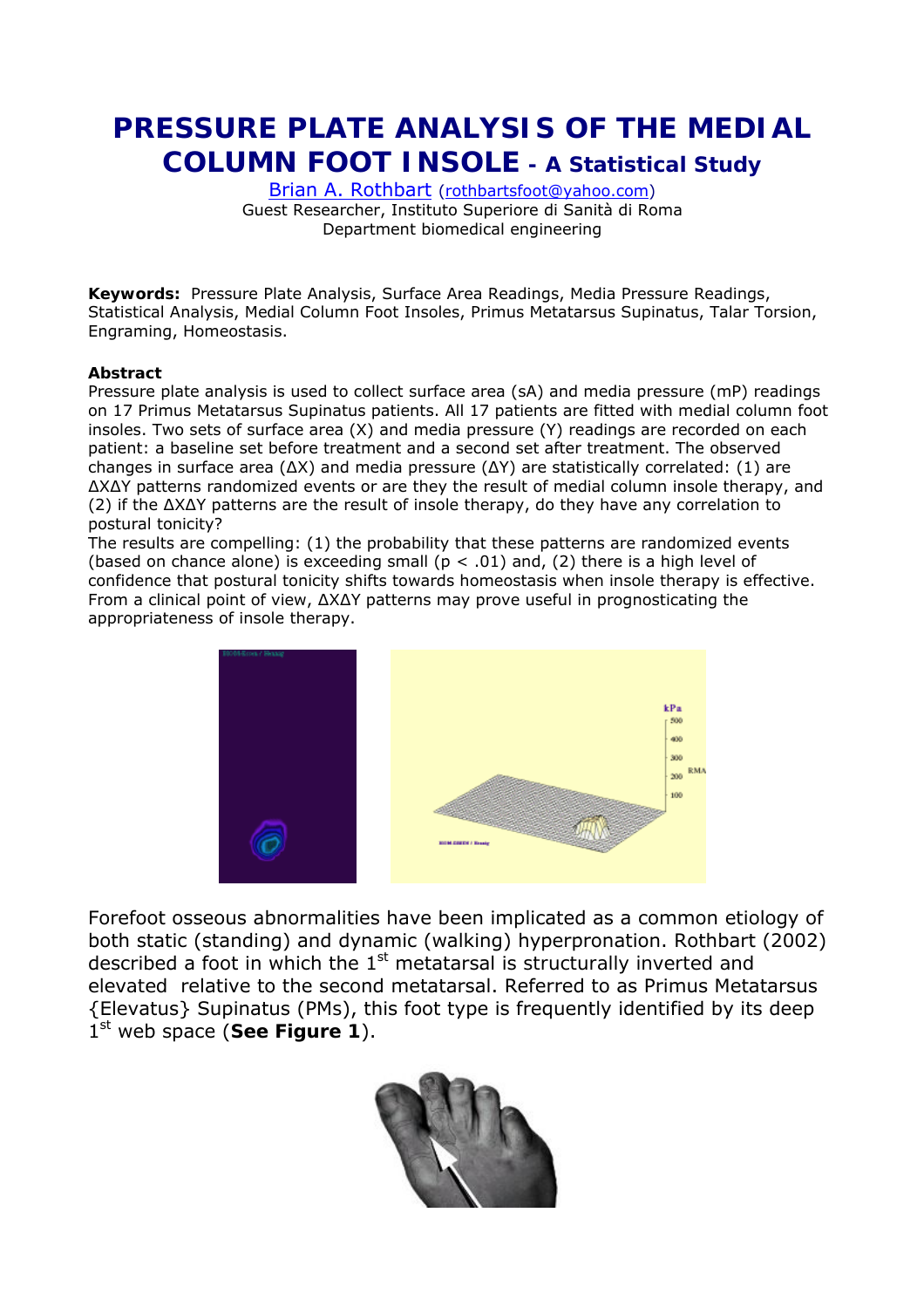# PRESSURE PLATE ANALYSIS OF THE MEDIAL COLUMN FOOT INSOLE - A Statistical Study

Brian A. Rothbart (rothbartsfoot@yahoo.com)
Guest Researcher, Instituto Superiore di Sanità di Roma
Department biomedical engineering

**Keywords:** Pressure Plate Analysis, Surface Area Readings, Media Pressure Readings, Statistical Analysis, Medial Column Foot Insoles, Primus Metatarsus Supinatus, Talar Torsion, Engraming, Homeostasis.

**Abstract**
Pressure plate analysis is used to collect surface area (sA) and media pressure (mP) readings on 17 Primus Metatarsus Supinatus patients. All 17 patients are fitted with medial column foot insoles. Two sets of surface area (X) and media pressure (Y) readings are recorded on each patient: a baseline set before treatment and a second set after treatment. The observed changes in surface area ($\Delta X$) and media pressure ($\Delta Y$) are statistically correlated: (1) are $\Delta X \Delta Y$ patterns randomized events or are they the result of medial column insole therapy, and (2) if the $\Delta X \Delta Y$ patterns are the result of insole therapy, do they have any correlation to postural tonicity?
The results are compelling: (1) the probability that these patterns are randomized events (based on chance alone) is exceeding small ($p < .01$) and, (2) there is a high level of confidence that postural tonicity shifts towards homeostasis when insole therapy is effective. From a clinical point of view, $\Delta X \Delta Y$ patterns may prove useful in prognosticating the appropriateness of insole therapy.

Forefoot osseous abnormalities have been implicated as a common etiology of both static (standing) and dynamic (walking) hyperpronation. Rothbart (2002) described a foot in which the 1st metatarsal is structurally inverted and elevated relative to the second metatarsal. Referred to as Primus Metatarsus {Elevatus} Supinatus (PMs), this foot type is frequently identified by its deep 1st web space (**See Figure 1**).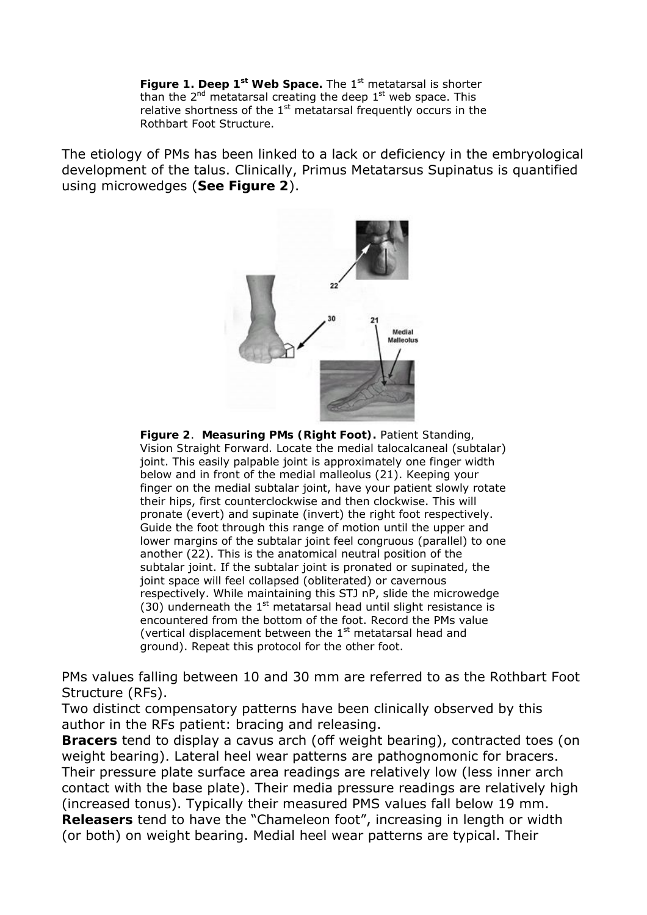**Figure 1. Deep 1st Web Space.** The 1st metatarsal is shorter than the 2nd metatarsal creating the deep 1st web space. This relative shortness of the 1st metatarsal frequently occurs in the Rothbart Foot Structure.

The etiology of PMs has been linked to a lack or deficiency in the embryological development of the talus. Clinically, Primus Metatarsus Supinatus is quantified using microwedges (**See Figure 2**).

**Figure 2**. **Measuring PMs (Right Foot).** Patient Standing, Vision Straight Forward. Locate the medial talocalcaneal (subtalar) joint. This easily palpable joint is approximately one finger width below and in front of the medial malleolus (21). Keeping your finger on the medial subtalar joint, have your patient slowly rotate their hips, first counterclockwise and then clockwise. This will pronate (evert) and supinate (invert) the right foot respectively. Guide the foot through this range of motion until the upper and lower margins of the subtalar joint feel congruous (parallel) to one another (22). This is the anatomical neutral position of the subtalar joint. If the subtalar joint is pronated or supinated, the joint space will feel collapsed (obliterated) or cavernous respectively. While maintaining this STJ nP, slide the microwedge (30) underneath the 1st metatarsal head until slight resistance is encountered from the bottom of the foot. Record the PMs value (vertical displacement between the 1st metatarsal head and ground). Repeat this protocol for the other foot.

PMs values falling between 10 and 30 mm are referred to as the Rothbart Foot Structure (RFs).

Two distinct compensatory patterns have been clinically observed by this author in the RFs patient: bracing and releasing.

**Bracers** tend to display a cavus arch (off weight bearing), contracted toes (on weight bearing). Lateral heel wear patterns are pathognomonic for bracers. Their pressure plate surface area readings are relatively low (less inner arch contact with the base plate). Their media pressure readings are relatively high (increased tonus). Typically their measured PMS values fall below 19 mm.

**Releasers** tend to have the "Chameleon foot", increasing in length or width (or both) on weight bearing. Medial heel wear patterns are typical. Their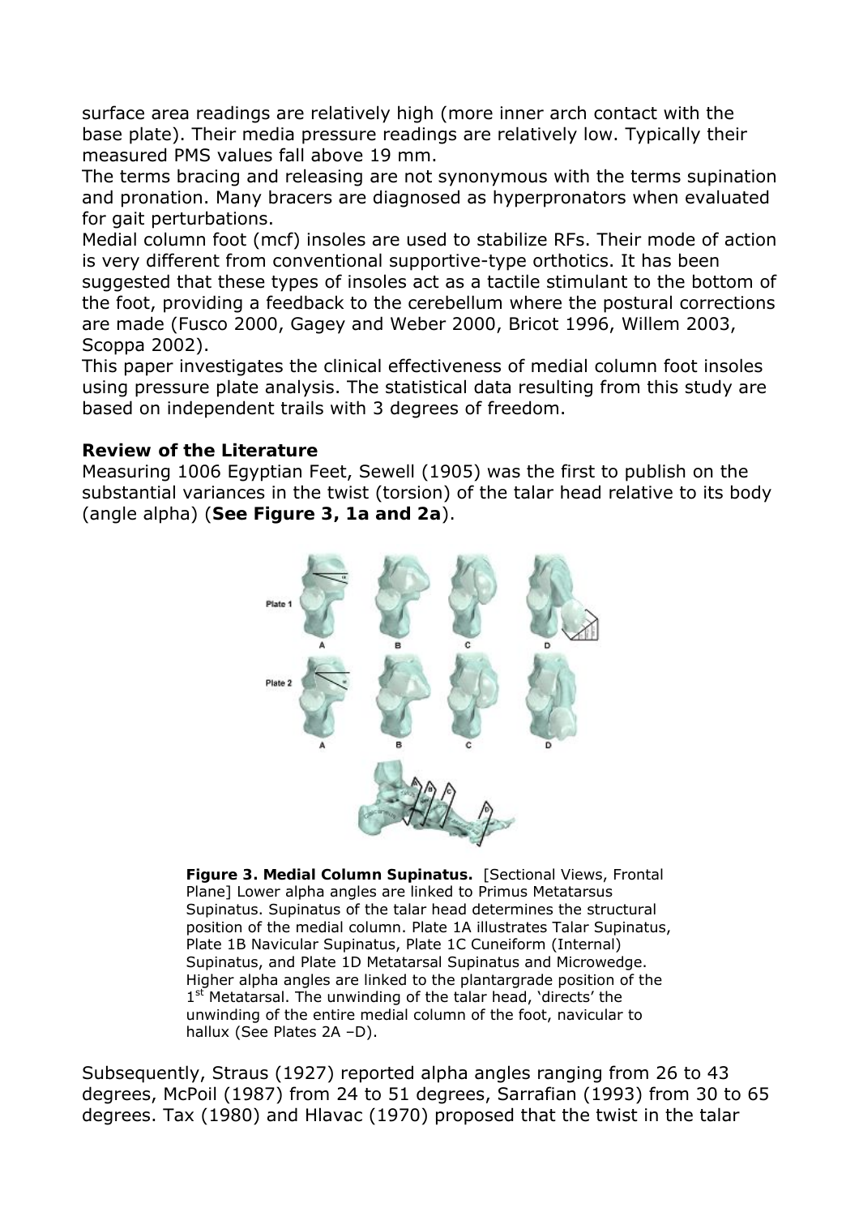surface area readings are relatively high (more inner arch contact with the base plate). Their media pressure readings are relatively low. Typically their measured PMS values fall above 19 mm.

The terms bracing and releasing are not synonymous with the terms supination and pronation. Many bracers are diagnosed as hyperpronators when evaluated for gait perturbations.

Medial column foot (mcf) insoles are used to stabilize RFs. Their mode of action is very different from conventional supportive-type orthotics. It has been suggested that these types of insoles act as a tactile stimulant to the bottom of the foot, providing a feedback to the cerebellum where the postural corrections are made (Fusco 2000, Gagey and Weber 2000, Bricot 1996, Willem 2003, Scoppa 2002).

This paper investigates the clinical effectiveness of medial column foot insoles using pressure plate analysis. The statistical data resulting from this study are based on independent trails with 3 degrees of freedom.

**Review of the Literature**

Measuring 1006 Egyptian Feet, Sewell (1905) was the first to publish on the substantial variances in the twist (torsion) of the talar head relative to its body (angle alpha) (**See Figure 3, 1a and 2a**).

**Figure 3. Medial Column Supinatus.** [Sectional Views, Frontal Plane] Lower alpha angles are linked to Primus Metatarsus Supinatus. Supinatus of the talar head determines the structural position of the medial column. Plate 1A illustrates Talar Supinatus, Plate 1B Navicular Supinatus, Plate 1C Cuneiform (Internal) Supinatus, and Plate 1D Metatarsal Supinatus and Microwedge. Higher alpha angles are linked to the plantargrade position of the 1st Metatarsal. The unwinding of the talar head, 'directs' the unwinding of the entire medial column of the foot, navicular to hallux (See Plates 2A –D).

Subsequently, Straus (1927) reported alpha angles ranging from 26 to 43 degrees, McPoil (1987) from 24 to 51 degrees, Sarrafian (1993) from 30 to 65 degrees. Tax (1980) and Hlavac (1970) proposed that the twist in the talar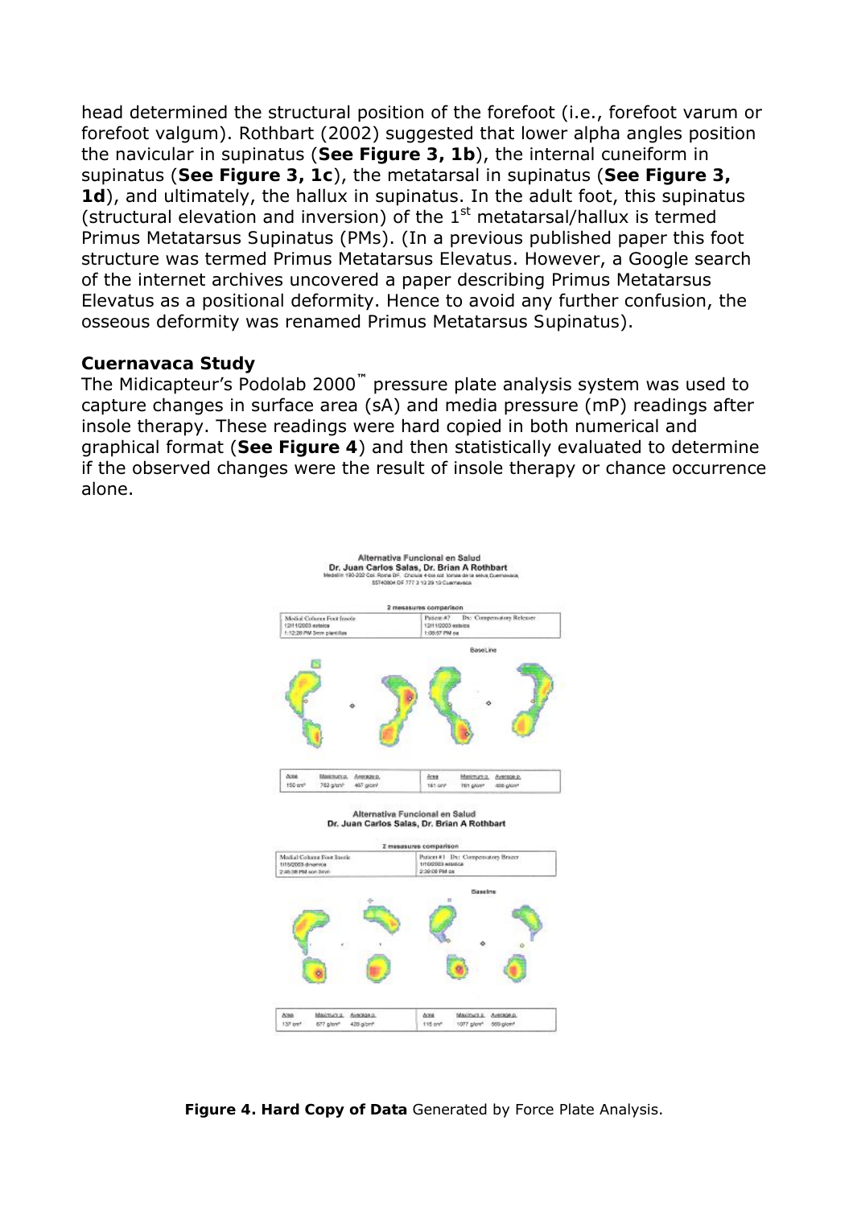head determined the structural position of the forefoot (i.e., forefoot varum or forefoot valgum). Rothbart (2002) suggested that lower alpha angles position the navicular in supinatus (**See Figure 3, 1b**), the internal cuneiform in supinatus (**See Figure 3, 1c**), the metatarsal in supinatus (**See Figure 3, 1d**), and ultimately, the hallux in supinatus. In the adult foot, this supinatus (structural elevation and inversion) of the 1st metatarsal/hallux is termed Primus Metatarsus Supinatus (PMs). (In a previous published paper this foot structure was termed Primus Metatarsus Elevatus. However, a Google search of the internet archives uncovered a paper describing Primus Metatarsus Elevatus as a positional deformity. Hence to avoid any further confusion, the osseous deformity was renamed Primus Metatarsus Supinatus).

**Cuernavaca Study**

The Midicapteur's Podolab 2000™ pressure plate analysis system was used to capture changes in surface area (sA) and media pressure (mP) readings after insole therapy. These readings were hard copied in both numerical and graphical format (**See Figure 4**) and then statistically evaluated to determine if the observed changes were the result of insole therapy or chance occurrence alone.

**Figure 4. Hard Copy of Data** Generated by Force Plate Analysis.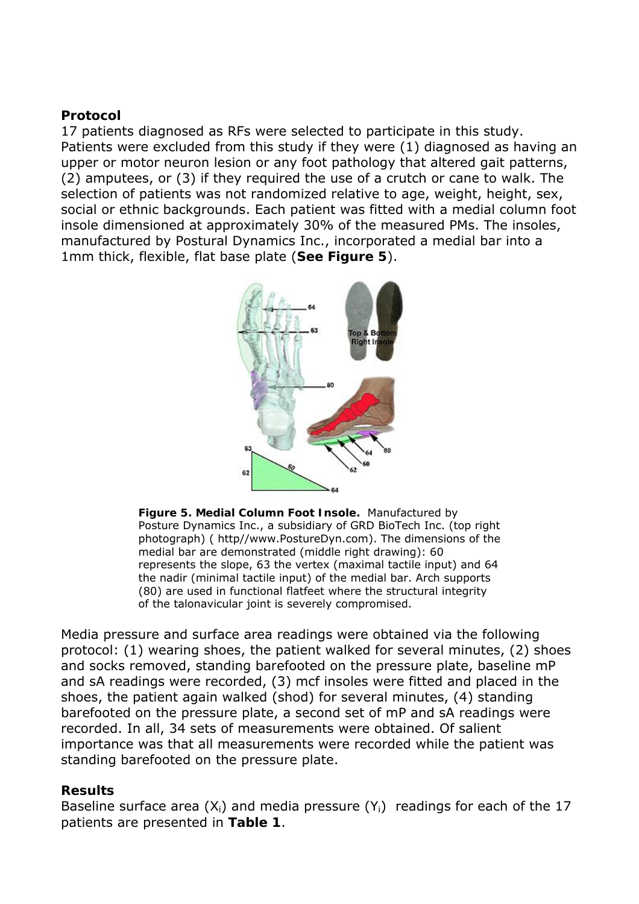### Protocol

17 patients diagnosed as RFs were selected to participate in this study. Patients were excluded from this study if they were (1) diagnosed as having an upper or motor neuron lesion or any foot pathology that altered gait patterns, (2) amputees, or (3) if they required the use of a crutch or cane to walk. The selection of patients was not randomized relative to age, weight, height, sex, social or ethnic backgrounds. Each patient was fitted with a medial column foot insole dimensioned at approximately 30% of the measured PMs. The insoles, manufactured by Postural Dynamics Inc., incorporated a medial bar into a 1mm thick, flexible, flat base plate (**See Figure 5**).

**Figure 5. Medial Column Foot Insole.** Manufactured by Posture Dynamics Inc., a subsidiary of GRD BioTech Inc. (top right photograph) ( http//www.PostureDyn.com). The dimensions of the medial bar are demonstrated (middle right drawing): 60 represents the slope, 63 the vertex (maximal tactile input) and 64 the nadir (minimal tactile input) of the medial bar. Arch supports (80) are used in functional flatfeet where the structural integrity of the talonavicular joint is severely compromised.

Media pressure and surface area readings were obtained via the following protocol: (1) wearing shoes, the patient walked for several minutes, (2) shoes and socks removed, standing barefooted on the pressure plate, baseline mP and sA readings were recorded, (3) mcf insoles were fitted and placed in the shoes, the patient again walked (shod) for several minutes, (4) standing barefooted on the pressure plate, a second set of mP and sA readings were recorded. In all, 34 sets of measurements were obtained. Of salient importance was that all measurements were recorded while the patient was standing barefooted on the pressure plate.

### Results

Baseline surface area ($X_i$) and media pressure ($Y_i$) readings for each of the 17 patients are presented in **Table 1**.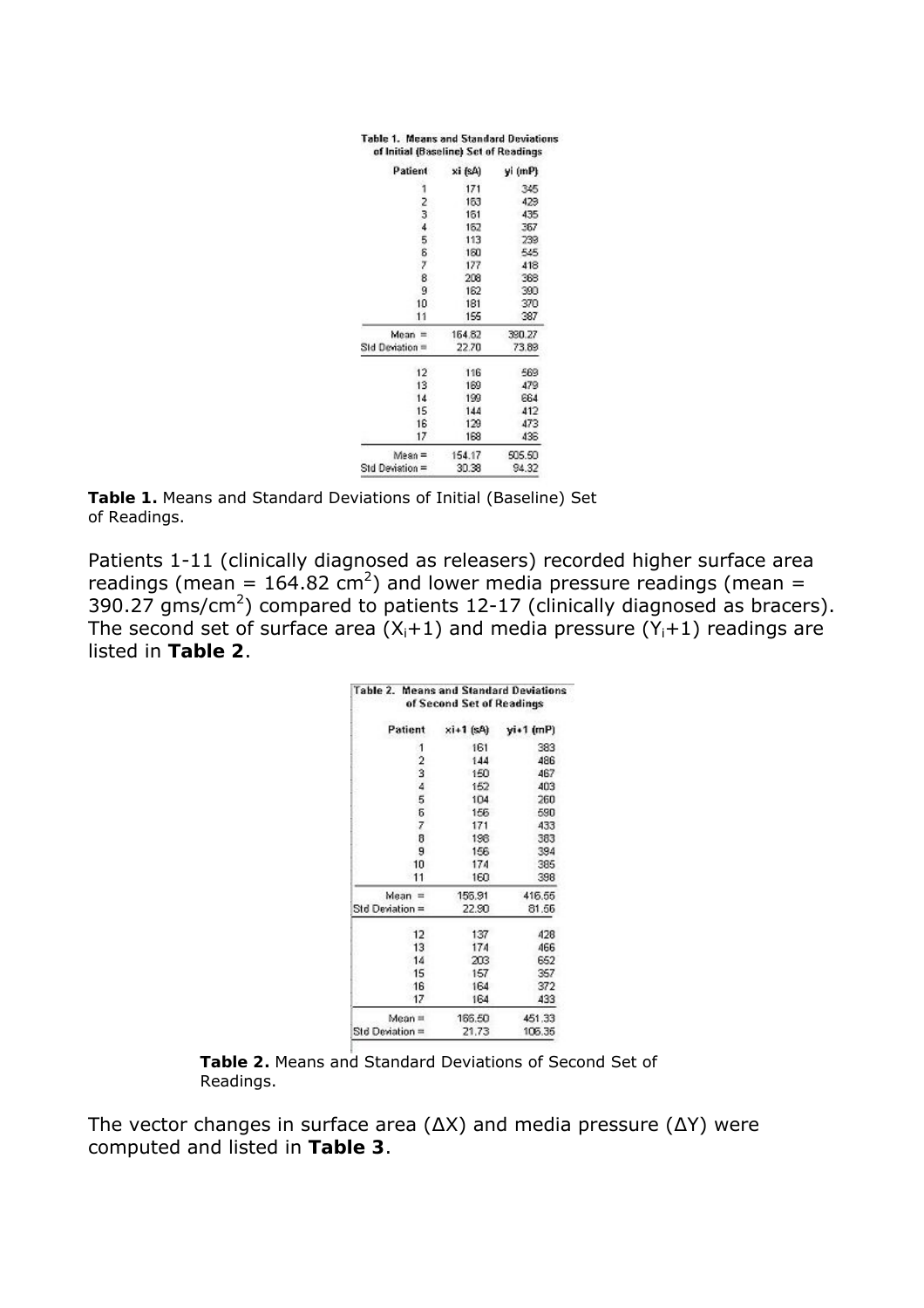**Table 1. Means and Standard Deviations of Initial (Baseline) Set of Readings**

| Patient | xi (sA) | yi (mP) |
|---|---|---|
| 1 | 171 | 345 |
| 2 | 163 | 429 |
| 3 | 161 | 435 |
| 4 | 162 | 367 |
| 5 | 113 | 239 |
| 6 | 160 | 545 |
| 7 | 177 | 418 |
| 8 | 208 | 368 |
| 9 | 162 | 390 |
| 10 | 181 | 370 |
| 11 | 155 | 387 |
| Mean = | 164.82 | 390.27 |
| Std Deviation = | 22.70 | 73.89 |
| 12 | 116 | 569 |
| 13 | 169 | 479 |
| 14 | 199 | 664 |
| 15 | 144 | 412 |
| 16 | 129 | 473 |
| 17 | 168 | 436 |
| Mean = | 154.17 | 505.50 |
| Std Deviation = | 30.38 | 94.32 |

**Table 1.** Means and Standard Deviations of Initial (Baseline) Set of Readings.

Patients 1-11 (clinically diagnosed as releasers) recorded higher surface area readings (mean = 164.82 $cm^2$) and lower media pressure readings (mean = 390.27 $gms/cm^2$) compared to patients 12-17 (clinically diagnosed as bracers). The second set of surface area ($X_i$+1) and media pressure ($Y_i$+1) readings are listed in **Table 2**.

**Table 2. Means and Standard Deviations of Second Set of Readings**

| Patient | xi+1 (sA) | yi+1 (mP) |
|---|---|---|
| 1 | 161 | 383 |
| 2 | 144 | 486 |
| 3 | 150 | 467 |
| 4 | 152 | 403 |
| 5 | 104 | 260 |
| 6 | 156 | 590 |
| 7 | 171 | 433 |
| 8 | 198 | 383 |
| 9 | 156 | 394 |
| 10 | 174 | 385 |
| 11 | 160 | 398 |
| Mean = | 156.91 | 416.55 |
| Std Deviation = | 22.90 | 81.56 |
| 12 | 137 | 428 |
| 13 | 174 | 466 |
| 14 | 203 | 652 |
| 15 | 157 | 357 |
| 16 | 164 | 372 |
| 17 | 164 | 433 |
| Mean = | 166.50 | 451.33 |
| Std Deviation = | 21.73 | 106.35 |

**Table 2.** Means and Standard Deviations of Second Set of Readings.

The vector changes in surface area (ΔX) and media pressure (ΔY) were computed and listed in **Table 3**.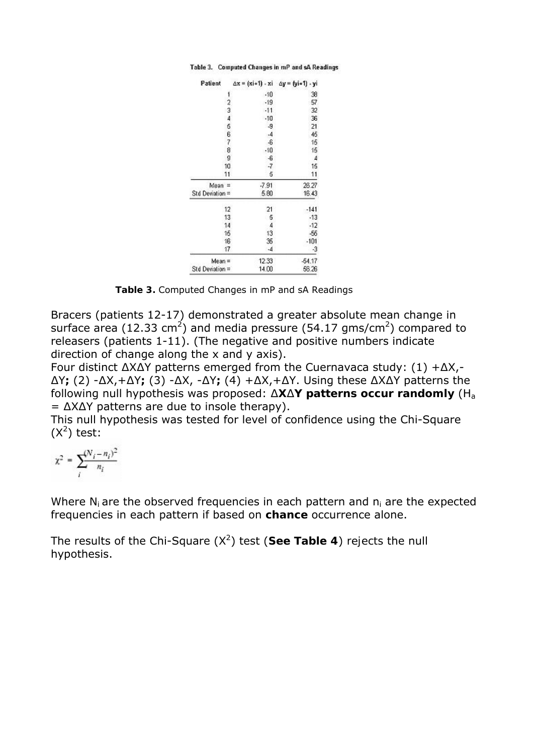Table 3. Computed Changes in mP and sA Readings

| Patient | $\Delta x = (xi+1) - xi$ | $\Delta y = (yi+1) - yi$ |
|---|---|---|
| 1 | -10 | 38 |
| 2 | -19 | 57 |
| 3 | -11 | 32 |
| 4 | -10 | 36 |
| 5 | -9 | 21 |
| 6 | -4 | 46 |
| 7 | -6 | 15 |
| 8 | -10 | 15 |
| 9 | -6 | 4 |
| 10 | -7 | 15 |
| 11 | 5 | 11 |
| Mean = | -7.91 | 26.27 |
| Std Deviation = | 5.80 | 16.43 |
| 12 | 21 | -141 |
| 13 | 5 | -13 |
| 14 | 4 | -12 |
| 15 | 13 | -56 |
| 16 | 35 | -101 |
| 17 | -4 | -3 |
| Mean = | 12.33 | -54.17 |
| Std Deviation = | 14.00 | 56.26 |

**Table 3.** Computed Changes in mP and sA Readings

Bracers (patients 12-17) demonstrated a greater absolute mean change in surface area (12.33 $cm^2$) and media pressure (54.17 $gms/cm^2$) compared to releasers (patients 1-11). (The negative and positive numbers indicate direction of change along the x and y axis).

Four distinct ΔXΔY patterns emerged from the Cuernavaca study: (1) +ΔX,-ΔY**;** (2) -ΔX,+ΔY**;** (3) -ΔX, -ΔY**;** (4) +ΔX,+ΔY. Using these ΔXΔY patterns the following null hypothesis was proposed: **ΔXΔY patterns occur randomly** ($H_a$ = ΔXΔY patterns are due to insole therapy).

This null hypothesis was tested for level of confidence using the Chi-Square ($X^2$) test:

$$\chi^2 = \sum_i \frac{(N_i - n_i)^2}{n_i}$$

Where $N_i$ are the observed frequencies in each pattern and $n_i$ are the expected frequencies in each pattern if based on **chance** occurrence alone.

The results of the Chi-Square ($X^2$) test (**See Table 4**) rejects the null hypothesis.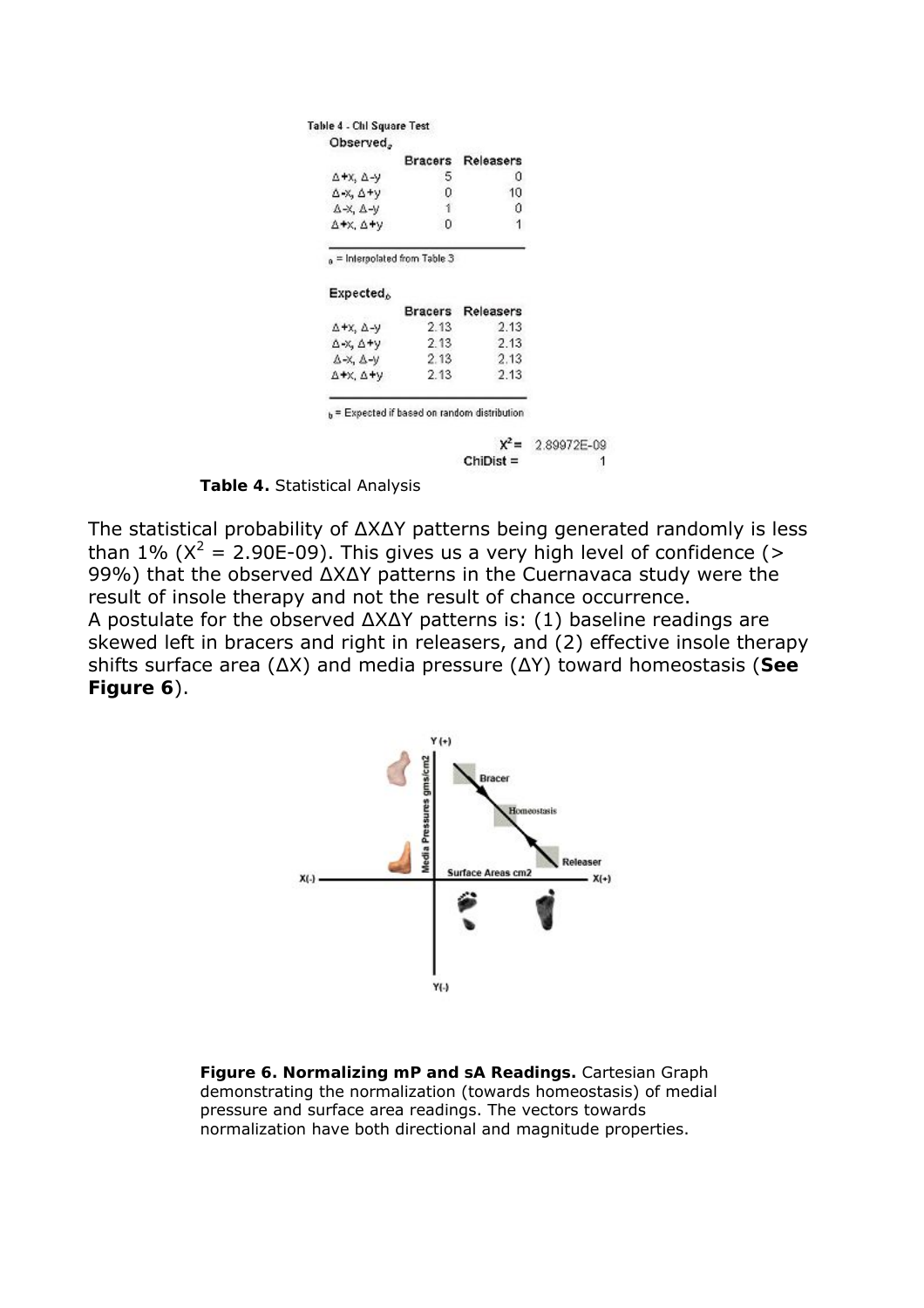Table 4 - Chi Square Test

Observed$_a$

| | Bracers | Releasers |
|---|---|---|
| Δ+x, Δ-y | 5 | 0 |
| Δ-x, Δ+y | 0 | 10 |
| Δ-x, Δ-y | 1 | 0 |
| Δ+x, Δ+y | 0 | 1 |

$_a$ = Interpolated from Table 3

Expected$_b$

| | Bracers | Releasers |
|---|---|---|
| Δ+x, Δ-y | 2.13 | 2.13 |
| Δ-x, Δ+y | 2.13 | 2.13 |
| Δ-x, Δ-y | 2.13 | 2.13 |
| Δ+x, Δ+y | 2.13 | 2.13 |

$_b$ = Expected if based on random distribution

$X^2$ = 2.89972E-09

ChiDist = 1

**Table 4.** Statistical Analysis

The statistical probability of ΔXΔY patterns being generated randomly is less than 1% ($X^2$ = 2.90E-09). This gives us a very high level of confidence (> 99%) that the observed ΔXΔY patterns in the Cuernavaca study were the result of insole therapy and not the result of chance occurrence.

A postulate for the observed ΔXΔY patterns is: (1) baseline readings are skewed left in bracers and right in releasers, and (2) effective insole therapy shifts surface area (ΔX) and media pressure (ΔY) toward homeostasis (**See Figure 6**).

**Figure 6. Normalizing mP and sA Readings.** Cartesian Graph demonstrating the normalization (towards homeostasis) of medial pressure and surface area readings. The vectors towards normalization have both directional and magnitude properties.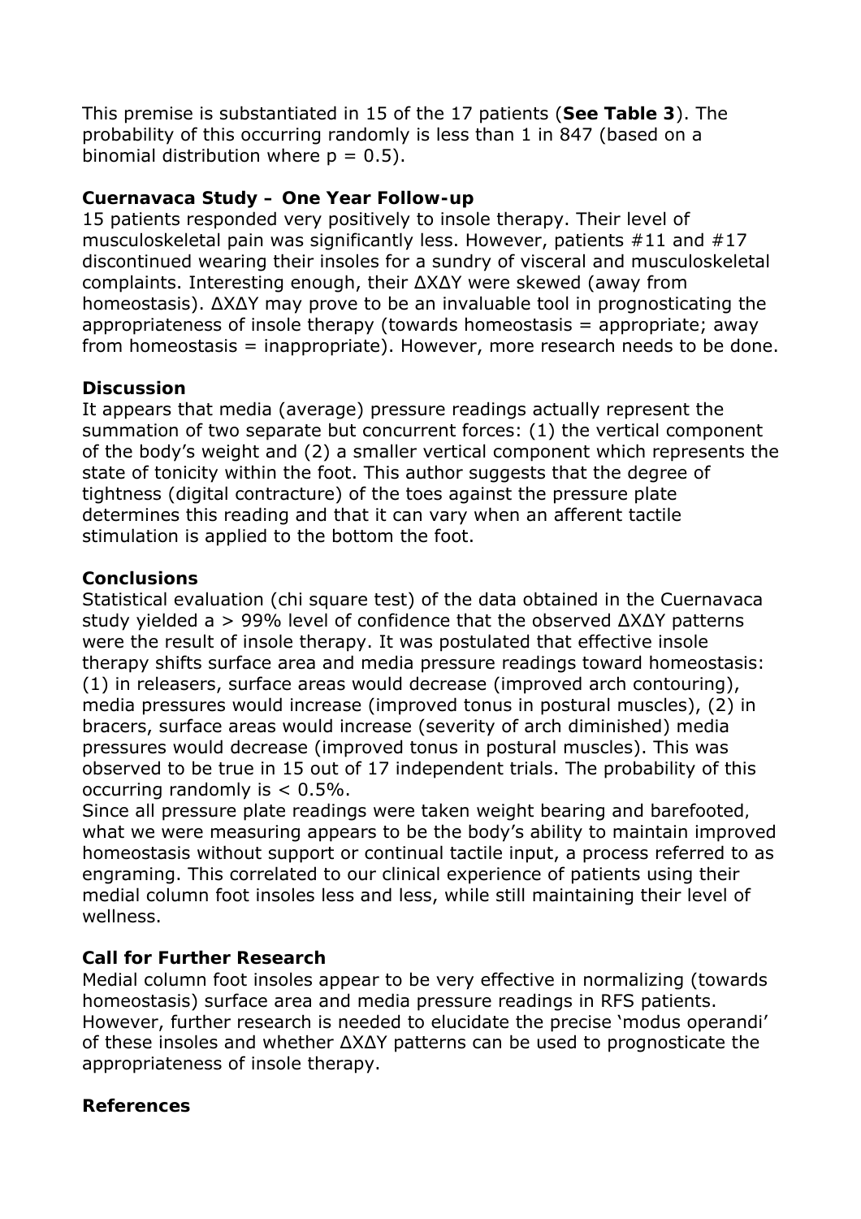This premise is substantiated in 15 of the 17 patients (**See Table 3**). The probability of this occurring randomly is less than 1 in 847 (based on a binomial distribution where $p = 0.5$).

**Cuernavaca Study – One Year Follow-up**

15 patients responded very positively to insole therapy. Their level of musculoskeletal pain was significantly less. However, patients #11 and #17 discontinued wearing their insoles for a sundry of visceral and musculoskeletal complaints. Interesting enough, their $\Delta X \Delta Y$ were skewed (away from homeostasis). $\Delta X \Delta Y$ may prove to be an invaluable tool in prognosticating the appropriateness of insole therapy (towards homeostasis = appropriate; away from homeostasis = inappropriate). However, more research needs to be done.

**Discussion**

It appears that media (average) pressure readings actually represent the summation of two separate but concurrent forces: (1) the vertical component of the body's weight and (2) a smaller vertical component which represents the state of tonicity within the foot. This author suggests that the degree of tightness (digital contracture) of the toes against the pressure plate determines this reading and that it can vary when an afferent tactile stimulation is applied to the bottom the foot.

**Conclusions**

Statistical evaluation (chi square test) of the data obtained in the Cuernavaca study yielded a > 99% level of confidence that the observed $\Delta X \Delta Y$ patterns were the result of insole therapy. It was postulated that effective insole therapy shifts surface area and media pressure readings toward homeostasis: (1) in releasers, surface areas would decrease (improved arch contouring), media pressures would increase (improved tonus in postural muscles), (2) in bracers, surface areas would increase (severity of arch diminished) media pressures would decrease (improved tonus in postural muscles). This was observed to be true in 15 out of 17 independent trials. The probability of this occurring randomly is < 0.5%.

Since all pressure plate readings were taken weight bearing and barefooted, what we were measuring appears to be the body's ability to maintain improved homeostasis without support or continual tactile input, a process referred to as engraming. This correlated to our clinical experience of patients using their medial column foot insoles less and less, while still maintaining their level of wellness.

**Call for Further Research**

Medial column foot insoles appear to be very effective in normalizing (towards homeostasis) surface area and media pressure readings in RFS patients. However, further research is needed to elucidate the precise 'modus operandi' of these insoles and whether $\Delta X \Delta Y$ patterns can be used to prognosticate the appropriateness of insole therapy.

**References**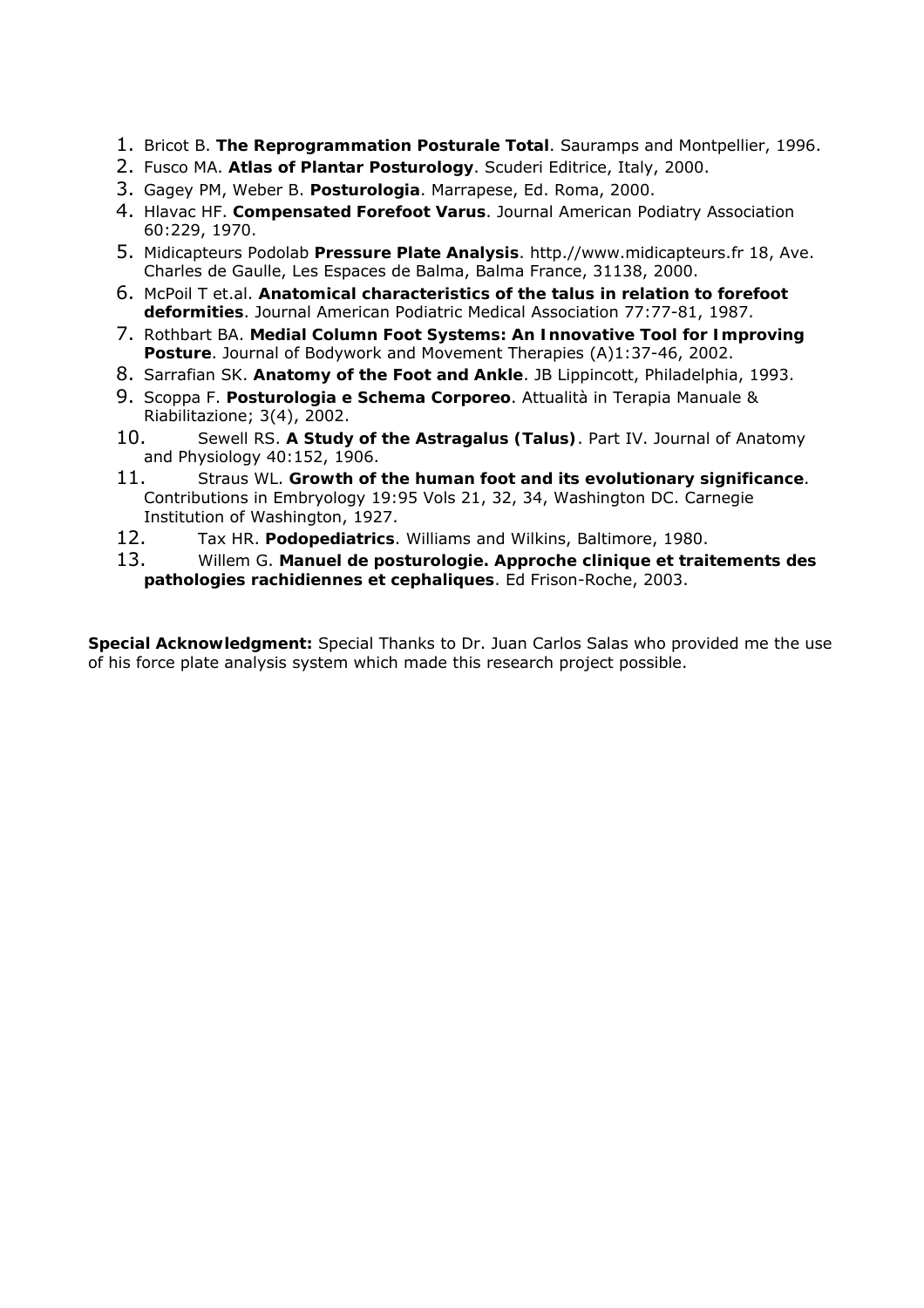1. Bricot B. **The Reprogrammation Posturale Total**. Sauramps and Montpellier, 1996.
2. Fusco MA. **Atlas of Plantar Posturology**. Scuderi Editrice, Italy, 2000.
3. Gagey PM, Weber B. **Posturologia**. Marrapese, Ed. Roma, 2000.
4. Hlavac HF. **Compensated Forefoot Varus**. Journal American Podiatry Association 60:229, 1970.
5. Midicapteurs Podolab **Pressure Plate Analysis**. http.//www.midicapteurs.fr 18, Ave. Charles de Gaulle, Les Espaces de Balma, Balma France, 31138, 2000.
6. McPoil T et.al. **Anatomical characteristics of the talus in relation to forefoot deformities**. Journal American Podiatric Medical Association 77:77-81, 1987.
7. Rothbart BA. **Medial Column Foot Systems: An Innovative Tool for Improving Posture**. Journal of Bodywork and Movement Therapies (A)1:37-46, 2002.
8. Sarrafian SK. **Anatomy of the Foot and Ankle**. JB Lippincott, Philadelphia, 1993.
9. Scoppa F. **Posturologia e Schema Corporeo**. Attualità in Terapia Manuale & Riabilitazione; 3(4), 2002.
10. Sewell RS. **A Study of the Astragalus (Talus)**. Part IV. Journal of Anatomy and Physiology 40:152, 1906.
11. Straus WL. **Growth of the human foot and its evolutionary significance**. Contributions in Embryology 19:95 Vols 21, 32, 34, Washington DC. Carnegie Institution of Washington, 1927.
12. Tax HR. **Podopediatrics**. Williams and Wilkins, Baltimore, 1980.
13. Willem G. **Manuel de posturologie. Approche clinique et traitements des pathologies rachidiennes et cephaliques**. Ed Frison-Roche, 2003.

**Special Acknowledgment:** Special Thanks to Dr. Juan Carlos Salas who provided me the use of his force plate analysis system which made this research project possible.